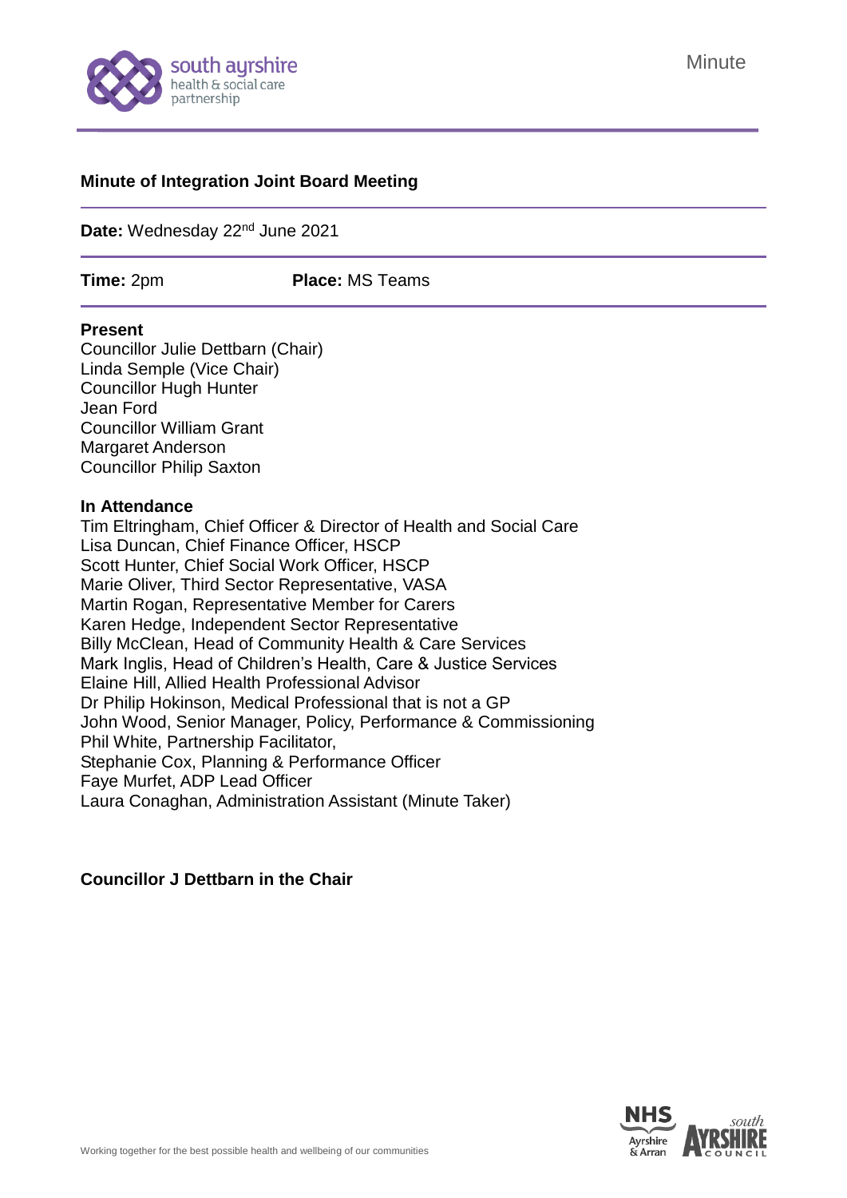Minute

# Minute of Integration Joint Board Meeting

**Date:** Wednesday 22nd June 2021

**Time:** 2pm **Place:** MS Teams

**Present**
Councillor Julie Dettbarn (Chair)
Linda Semple (Vice Chair)
Councillor Hugh Hunter
Jean Ford
Councillor William Grant
Margaret Anderson
Councillor Philip Saxton

**In Attendance**
Tim Eltringham, Chief Officer & Director of Health and Social Care
Lisa Duncan, Chief Finance Officer, HSCP
Scott Hunter, Chief Social Work Officer, HSCP
Marie Oliver, Third Sector Representative, VASA
Martin Rogan, Representative Member for Carers
Karen Hedge, Independent Sector Representative
Billy McClean, Head of Community Health & Care Services
Mark Inglis, Head of Children's Health, Care & Justice Services
Elaine Hill, Allied Health Professional Advisor
Dr Philip Hokinson, Medical Professional that is not a GP
John Wood, Senior Manager, Policy, Performance & Commissioning
Phil White, Partnership Facilitator,
Stephanie Cox, Planning & Performance Officer
Faye Murfet, ADP Lead Officer
Laura Conaghan, Administration Assistant (Minute Taker)

**Councillor J Dettbarn in the Chair**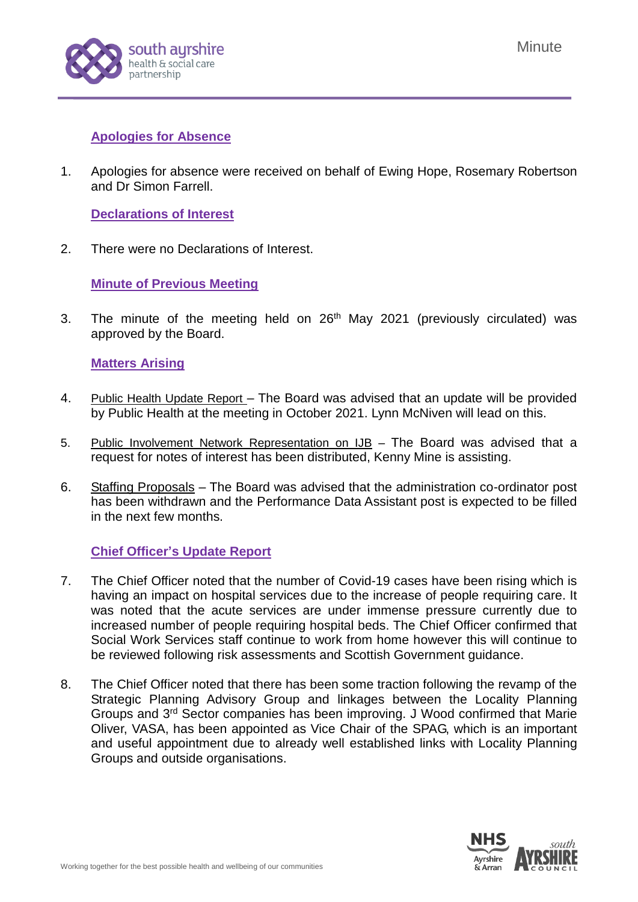## Apologies for Absence

1. Apologies for absence were received on behalf of Ewing Hope, Rosemary Robertson and Dr Simon Farrell.

## Declarations of Interest

2. There were no Declarations of Interest.

## Minute of Previous Meeting

3. The minute of the meeting held on 26th May 2021 (previously circulated) was approved by the Board.

## Matters Arising

4. Public Health Update Report – The Board was advised that an update will be provided by Public Health at the meeting in October 2021. Lynn McNiven will lead on this.

5. Public Involvement Network Representation on IJB – The Board was advised that a request for notes of interest has been distributed, Kenny Mine is assisting.

6. Staffing Proposals – The Board was advised that the administration co-ordinator post has been withdrawn and the Performance Data Assistant post is expected to be filled in the next few months.

## Chief Officer's Update Report

7. The Chief Officer noted that the number of Covid-19 cases have been rising which is having an impact on hospital services due to the increase of people requiring care. It was noted that the acute services are under immense pressure currently due to increased number of people requiring hospital beds. The Chief Officer confirmed that Social Work Services staff continue to work from home however this will continue to be reviewed following risk assessments and Scottish Government guidance.

8. The Chief Officer noted that there has been some traction following the revamp of the Strategic Planning Advisory Group and linkages between the Locality Planning Groups and 3rd Sector companies has been improving. J Wood confirmed that Marie Oliver, VASA, has been appointed as Vice Chair of the SPAG, which is an important and useful appointment due to already well established links with Locality Planning Groups and outside organisations.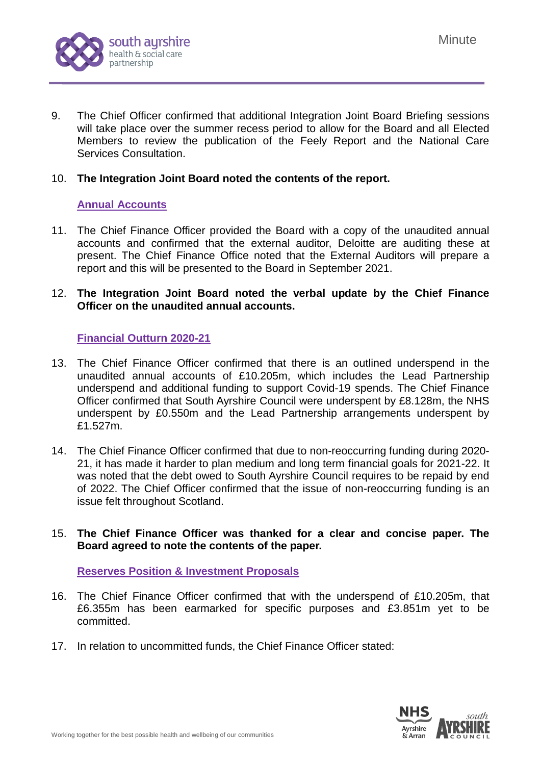9. The Chief Officer confirmed that additional Integration Joint Board Briefing sessions will take place over the summer recess period to allow for the Board and all Elected Members to review the publication of the Feely Report and the National Care Services Consultation.

10. **The Integration Joint Board noted the contents of the report.**

**Annual Accounts**

11. The Chief Finance Officer provided the Board with a copy of the unaudited annual accounts and confirmed that the external auditor, Deloitte are auditing these at present. The Chief Finance Office noted that the External Auditors will prepare a report and this will be presented to the Board in September 2021.

12. **The Integration Joint Board noted the verbal update by the Chief Finance Officer on the unaudited annual accounts.**

**Financial Outturn 2020-21**

13. The Chief Finance Officer confirmed that there is an outlined underspend in the unaudited annual accounts of £10.205m, which includes the Lead Partnership underspend and additional funding to support Covid-19 spends. The Chief Finance Officer confirmed that South Ayrshire Council were underspent by £8.128m, the NHS underspent by £0.550m and the Lead Partnership arrangements underspent by £1.527m.

14. The Chief Finance Officer confirmed that due to non-reoccurring funding during 2020-21, it has made it harder to plan medium and long term financial goals for 2021-22. It was noted that the debt owed to South Ayrshire Council requires to be repaid by end of 2022. The Chief Officer confirmed that the issue of non-reoccurring funding is an issue felt throughout Scotland.

15. **The Chief Finance Officer was thanked for a clear and concise paper. The Board agreed to note the contents of the paper.**

**Reserves Position & Investment Proposals**

16. The Chief Finance Officer confirmed that with the underspend of £10.205m, that £6.355m has been earmarked for specific purposes and £3.851m yet to be committed.

17. In relation to uncommitted funds, the Chief Finance Officer stated: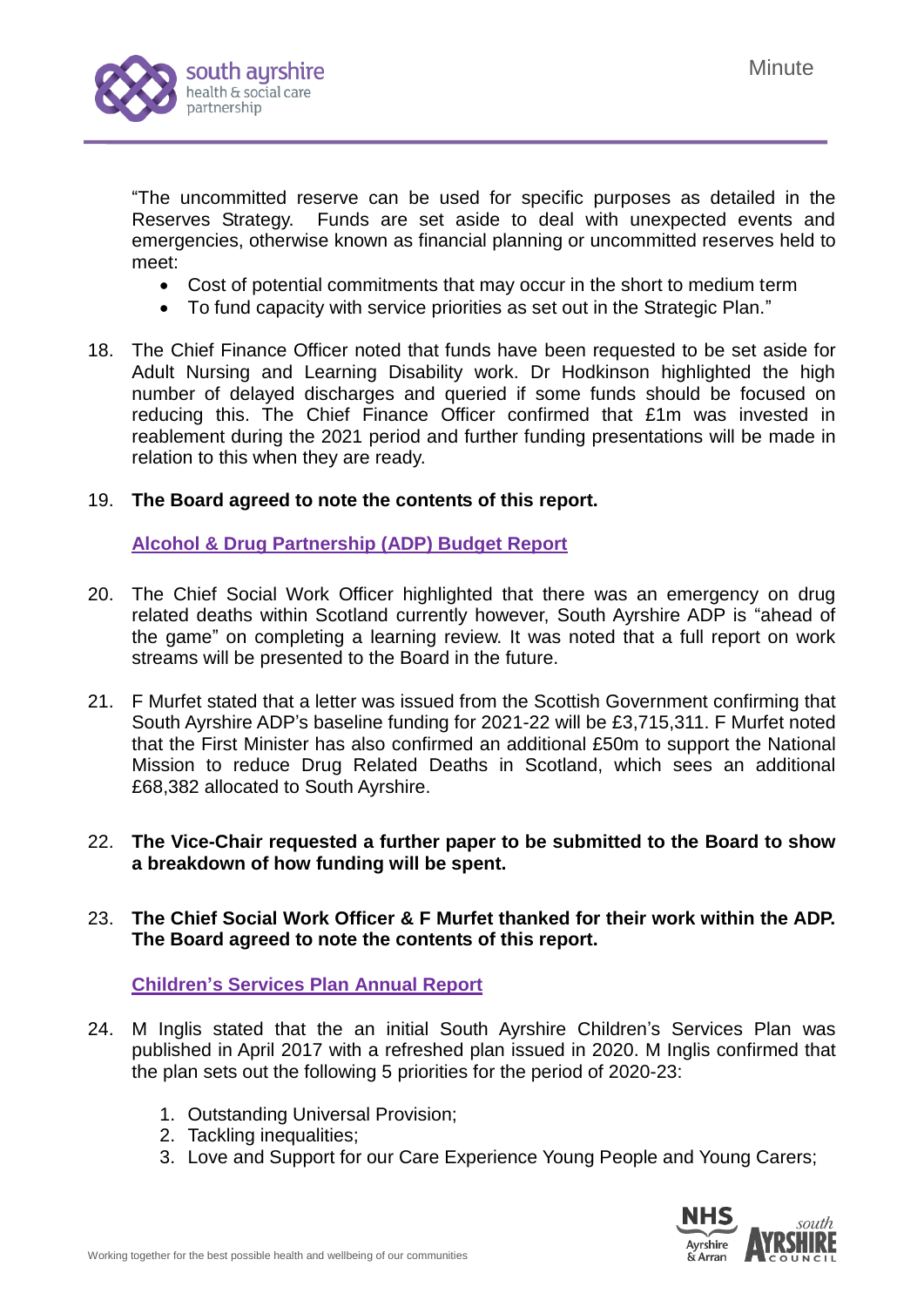"The uncommitted reserve can be used for specific purposes as detailed in the Reserves Strategy. Funds are set aside to deal with unexpected events and emergencies, otherwise known as financial planning or uncommitted reserves held to meet:

- Cost of potential commitments that may occur in the short to medium term
- To fund capacity with service priorities as set out in the Strategic Plan."

18. The Chief Finance Officer noted that funds have been requested to be set aside for Adult Nursing and Learning Disability work. Dr Hodkinson highlighted the high number of delayed discharges and queried if some funds should be focused on reducing this. The Chief Finance Officer confirmed that £1m was invested in reablement during the 2021 period and further funding presentations will be made in relation to this when they are ready.

19. **The Board agreed to note the contents of this report.**

**Alcohol & Drug Partnership (ADP) Budget Report**

20. The Chief Social Work Officer highlighted that there was an emergency on drug related deaths within Scotland currently however, South Ayrshire ADP is "ahead of the game" on completing a learning review. It was noted that a full report on work streams will be presented to the Board in the future.

21. F Murfet stated that a letter was issued from the Scottish Government confirming that South Ayrshire ADP's baseline funding for 2021-22 will be £3,715,311. F Murfet noted that the First Minister has also confirmed an additional £50m to support the National Mission to reduce Drug Related Deaths in Scotland, which sees an additional £68,382 allocated to South Ayrshire.

22. **The Vice-Chair requested a further paper to be submitted to the Board to show a breakdown of how funding will be spent.**

23. **The Chief Social Work Officer & F Murfet thanked for their work within the ADP. The Board agreed to note the contents of this report.**

**Children's Services Plan Annual Report**

24. M Inglis stated that the an initial South Ayrshire Children's Services Plan was published in April 2017 with a refreshed plan issued in 2020. M Inglis confirmed that the plan sets out the following 5 priorities for the period of 2020-23:

    1. Outstanding Universal Provision;
    2. Tackling inequalities;
    3. Love and Support for our Care Experience Young People and Young Carers;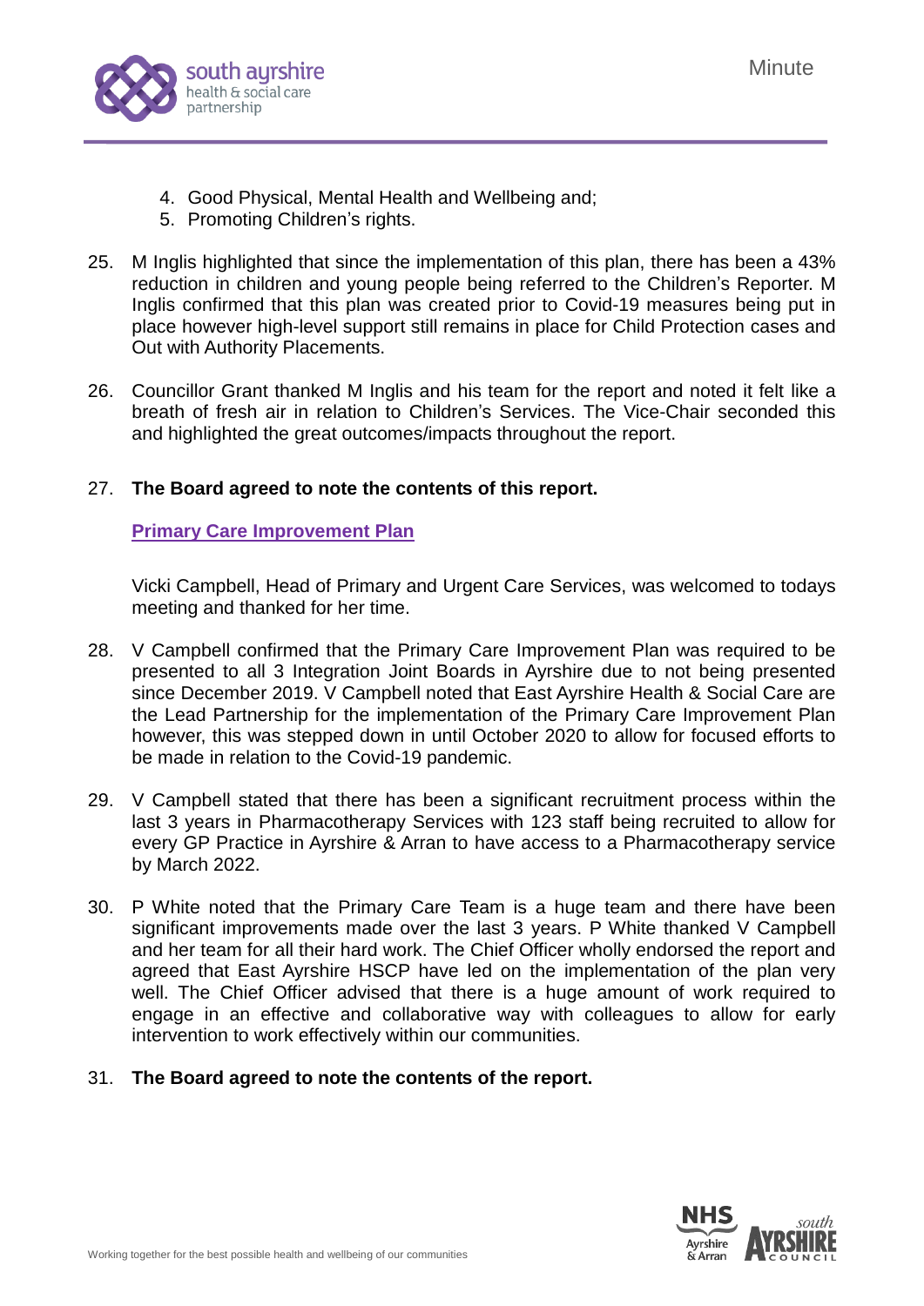4. Good Physical, Mental Health and Wellbeing and;
5. Promoting Children's rights.

25. M Inglis highlighted that since the implementation of this plan, there has been a 43% reduction in children and young people being referred to the Children's Reporter. M Inglis confirmed that this plan was created prior to Covid-19 measures being put in place however high-level support still remains in place for Child Protection cases and Out with Authority Placements.

26. Councillor Grant thanked M Inglis and his team for the report and noted it felt like a breath of fresh air in relation to Children's Services. The Vice-Chair seconded this and highlighted the great outcomes/impacts throughout the report.

27. **The Board agreed to note the contents of this report.**

**Primary Care Improvement Plan**

Vicki Campbell, Head of Primary and Urgent Care Services, was welcomed to todays meeting and thanked for her time.

28. V Campbell confirmed that the Primary Care Improvement Plan was required to be presented to all 3 Integration Joint Boards in Ayrshire due to not being presented since December 2019. V Campbell noted that East Ayrshire Health & Social Care are the Lead Partnership for the implementation of the Primary Care Improvement Plan however, this was stepped down in until October 2020 to allow for focused efforts to be made in relation to the Covid-19 pandemic.

29. V Campbell stated that there has been a significant recruitment process within the last 3 years in Pharmacotherapy Services with 123 staff being recruited to allow for every GP Practice in Ayrshire & Arran to have access to a Pharmacotherapy service by March 2022.

30. P White noted that the Primary Care Team is a huge team and there have been significant improvements made over the last 3 years. P White thanked V Campbell and her team for all their hard work. The Chief Officer wholly endorsed the report and agreed that East Ayrshire HSCP have led on the implementation of the plan very well. The Chief Officer advised that there is a huge amount of work required to engage in an effective and collaborative way with colleagues to allow for early intervention to work effectively within our communities.

31. **The Board agreed to note the contents of the report.**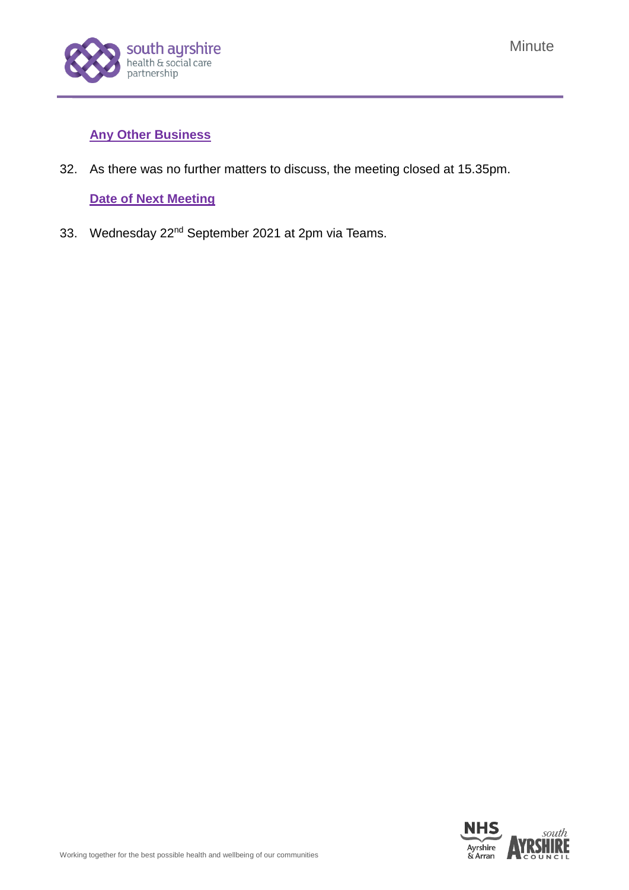**Any Other Business**

32. As there was no further matters to discuss, the meeting closed at 15.35pm.

**Date of Next Meeting**

33. Wednesday 22nd September 2021 at 2pm via Teams.